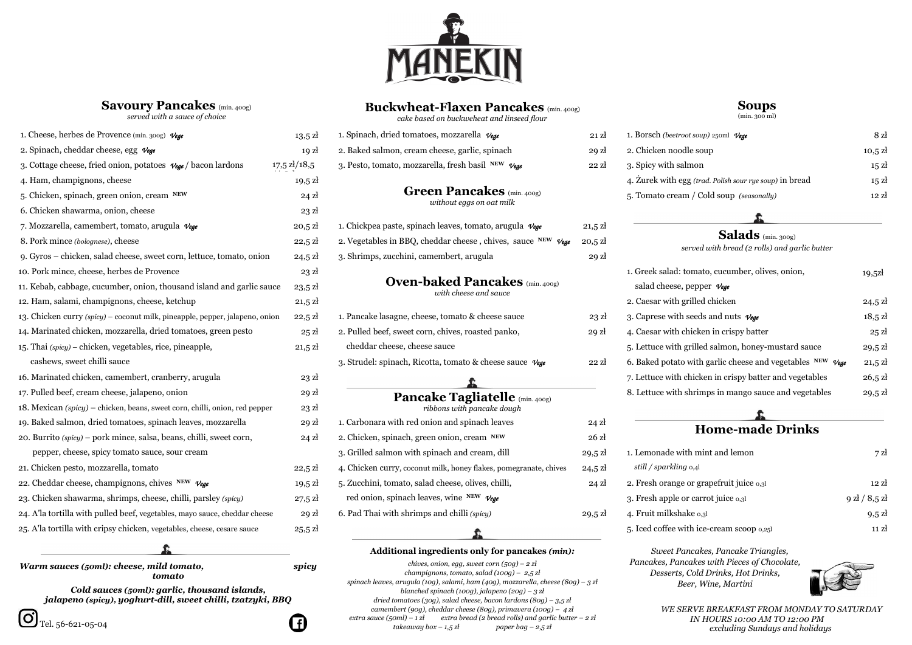# MANEKIN

## Savoury Pancakes (min. 400g)

*served with a sauce of choice*

| Item | Price |
|---|---|
| 1. Cheese, herbes de Provence (min. 300g) *Vege* | 13,5 zł |
| 2. Spinach, cheddar cheese, egg *Vege* | 19 zł |
| 3. Cottage cheese, fried onion, potatoes *Vege* / bacon lardons | 17,5 zł/18,5 |
| 4. Ham, champignons, cheese | 19,5 zł |
| 5. Chicken, spinach, green onion, cream NEW | 24 zł |
| 6. Chicken shawarma, onion, cheese | 23 zł |
| 7. Mozzarella, camembert, tomato, arugula *Vege* | 20,5 zł |
| 8. Pork mince *(bolognese)*, cheese | 22,5 zł |
| 9. Gyros – chicken, salad cheese, sweet corn, lettuce, tomato, onion | 24,5 zł |
| 10. Pork mince, cheese, herbes de Provence | 23 zł |
| 11. Kebab, cabbage, cucumber, onion, thousand island and garlic sauce | 23,5 zł |
| 12. Ham, salami, champignons, cheese, ketchup | 21,5 zł |
| 13. Chicken curry *(spicy)* – coconut milk, pineapple, pepper, jalapeno, onion | 22,5 zł |
| 14. Marinated chicken, mozzarella, dried tomatoes, green pesto | 25 zł |
| 15. Thai *(spicy)* – chicken, vegetables, rice, pineapple, cashews, sweet chilli sauce | 21,5 zł |
| 16. Marinated chicken, camembert, cranberry, arugula | 23 zł |
| 17. Pulled beef, cream cheese, jalapeno, onion | 29 zł |
| 18. Mexican *(spicy)* – chicken, beans, sweet corn, chilli, onion, red pepper | 23 zł |
| 19. Baked salmon, dried tomatoes, spinach leaves, mozzarella | 29 zł |
| 20. Burrito *(spicy)* – pork mince, salsa, beans, chilli, sweet corn, pepper, cheese, spicy tomato sauce, sour cream | 24 zł |
| 21. Chicken pesto, mozzarella, tomato | 22,5 zł |
| 22. Cheddar cheese, champignons, chives NEW *Vege* | 19,5 zł |
| 23. Chicken shawarma, shrimps, cheese, chilli, parsley *(spicy)* | 27,5 zł |
| 24. A'la tortilla with pulled beef, vegetables, mayo sauce, cheddar cheese | 29 zł |
| 25. A'la tortilla with cripsy chicken, vegetables, cheese, cesare sauce | 25,5 zł |

***Warm sauces (50ml): cheese, mild tomato, spicy tomato***

***Cold sauces (50ml): garlic, thousand islands, jalapeno (spicy), yoghurt-dill, sweet chilli, tzatzyki, BBQ***

Tel. 56-621-05-04

## Buckwheat-Flaxen Pancakes (min. 400g)

*cake based on buckwheheat and linseed flour*

| Item | Price |
|---|---|
| 1. Spinach, dried tomatoes, mozzarella *Vege* | 21 zł |
| 2. Baked salmon, cream cheese, garlic, spinach | 29 zł |
| 3. Pesto, tomato, mozzarella, fresh basil NEW *Vege* | 22 zł |

## Green Pancakes (min. 400g)

*without eggs on oat milk*

| Item | Price |
|---|---|
| 1. Chickpea paste, spinach leaves, tomato, arugula *Vege* | 21,5 zł |
| 2. Vegetables in BBQ, cheddar cheese , chives, sauce NEW *Vege* | 20,5 zł |
| 3. Shrimps, zucchini, camembert, arugula | 29 zł |

## Oven-baked Pancakes (min. 400g)

*with cheese and sauce*

| Item | Price |
|---|---|
| 1. Pancake lasagne, cheese, tomato & cheese sauce | 23 zł |
| 2. Pulled beef, sweet corn, chives, roasted panko, cheddar cheese, cheese sauce | 29 zł |
| 3. Strudel: spinach, Ricotta, tomato & cheese sauce *Vege* | 22 zł |

## Pancake Tagliatelle (min. 400g)

*ribbons with pancake dough*

| Item | Price |
|---|---|
| 1. Carbonara with red onion and spinach leaves | 24 zł |
| 2. Chicken, spinach, green onion, cream NEW | 26 zł |
| 3. Grilled salmon with spinach and cream, dill | 29,5 zł |
| 4. Chicken curry, coconut milk, honey flakes, pomegranate, chives | 24,5 zł |
| 5. Zucchini, tomato, salad cheese, olives, chilli, red onion, spinach leaves, wine NEW *Vege* | 24 zł |
| 6. Pad Thai with shrimps and chilli *(spicy)* | 29,5 zł |

**Additional ingredients only for pancakes *(min):***

*chives, onion, egg, sweet corn (50g) – 2 zł*
*champignons, tomato, salad (100g) – 2,5 zł*
*spinach leaves, arugula (10g), salami, ham (40g), mozzarella, cheese (80g) – 3 zł*
*blanched spinach (100g), jalapeno (20g) – 3 zł*
*dried tomatoes (30g), salad cheese, bacon lardons (80g) – 3,5 zł*
*camembert (90g), cheddar cheese (80g), primavera (100g) – 4 zł*
*extra sauce (50ml) – 1 zł extra bread (2 bread rolls) and garlic butter – 2 zł*
*takeaway box – 1,5 zł paper bag – 2,5 zł*

## Soups

(min. 300 ml)

| Item | Price |
|---|---|
| 1. Borsch *(beetroot soup)* 250ml *Vege* | 8 zł |
| 2. Chicken noodle soup | 10,5 zł |
| 3. Spicy with salmon | 15 zł |
| 4. Żurek with egg *(trad. Polish sour rye soup)* in bread | 15 zł |
| 5. Tomato cream / Cold soup *(seasonally)* | 12 zł |

## Salads (min. 300g)

*served with bread (2 rolls) and garlic butter*

| Item | Price |
|---|---|
| 1. Greek salad: tomato, cucumber, olives, onion, salad cheese, pepper *Vege* | 19,5zł |
| 2. Caesar with grilled chicken | 24,5 zł |
| 3. Caprese with seeds and nuts *Vege* | 18,5 zł |
| 4. Caesar with chicken in crispy batter | 25 zł |
| 5. Lettuce with grilled salmon, honey-mustard sauce | 29,5 zł |
| 6. Baked potato with garlic cheese and vegetables NEW *Vege* | 21,5 zł |
| 7. Lettuce with chicken in crispy batter and vegetables | 26,5 zł |
| 8. Lettuce with shrimps in mango sauce and vegetables | 29,5 zł |

## Home-made Drinks

| Item | Price |
|---|---|
| 1. Lemonade with mint and lemon *still / sparkling* 0,4l | 7 zł |
| 2. Fresh orange or grapefruit juice 0,3l | 12 zł |
| 3. Fresh apple or carrot juice 0,3l | 9 zł / 8,5 zł |
| 4. Fruit milkshake 0,3l | 9,5 zł |
| 5. Iced coffee with ice-cream scoop 0,25l | 11 zł |

*Sweet Pancakes, Pancake Triangles, Pancakes, Pancakes with Pieces of Chocolate, Desserts, Cold Drinks, Hot Drinks, Beer, Wine, Martini*

*WE SERVE BREAKFAST FROM MONDAY TO SATURDAY IN HOURS 10:00 AM TO 12:00 PM excluding Sundays and holidays*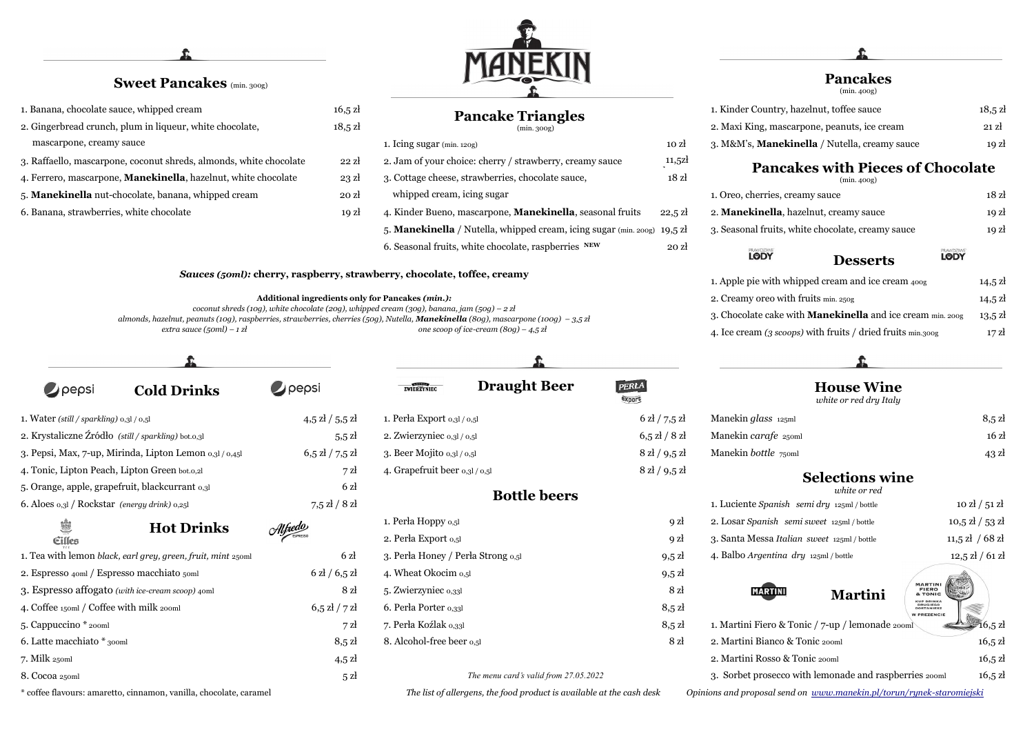# MANEKIN

## Sweet Pancakes (min. 300g)

| | |
|---|---|
| 1. Banana, chocolate sauce, whipped cream | 16,5 zł |
| 2. Gingerbread crunch, plum in liqueur, white chocolate, mascarpone, creamy sauce | 18,5 zł |
| 3. Raffaello, mascarpone, coconut shreds, almonds, white chocolate | 22 zł |
| 4. Ferrero, mascarpone, **Manekinella**, hazelnut, white chocolate | 23 zł |
| 5. **Manekinella** nut-chocolate, banana, whipped cream | 20 zł |
| 6. Banana, strawberries, white chocolate | 19 zł |

## Pancake Triangles (min. 300g)

| | |
|---|---|
| 1. Icing sugar (min. 120g) | 10 zł |
| 2. Jam of your choice: cherry / strawberry, creamy sauce | 11,5zł |
| 3. Cottage cheese, strawberries, chocolate sauce, whipped cream, icing sugar | 18 zł |
| 4. Kinder Bueno, mascarpone, **Manekinella**, seasonal fruits | 22,5 zł |
| 5. **Manekinella** / Nutella, whipped cream, icing sugar (min. 200g) | 19,5 zł |
| 6. Seasonal fruits, white chocolate, raspberries NEW | 20 zł |

## Pancakes (min. 400g)

| | |
|---|---|
| 1. Kinder Country, hazelnut, toffee sauce | 18,5 zł |
| 2. Maxi King, mascarpone, peanuts, ice cream | 21 zł |
| 3. M&M's, **Manekinella** / Nutella, creamy sauce | 19 zł |

## Pancakes with Pieces of Chocolate (min. 400g)

| | |
|---|---|
| 1. Oreo, cherries, creamy sauce | 18 zł |
| 2. **Manekinella**, hazelnut, creamy sauce | 19 zł |
| 3. Seasonal fruits, white chocolate, creamy sauce | 19 zł |

## Desserts

PRAWDZIWE LODY

| | |
|---|---|
| 1. Apple pie with whipped cream and ice cream 400g | 14,5 zł |
| 2. Creamy oreo with fruits min. 250g | 14,5 zł |
| 3. Chocolate cake with **Manekinella** and ice cream min. 200g | 13,5 zł |
| 4. Ice cream *(3 scoops)* with fruits / dried fruits min.300g | 17 zł |

***Sauces (50ml):* cherry, raspberry, strawberry, chocolate, toffee, creamy**

**Additional ingredients only for Pancakes *(min.)*:**

*coconut shreds (10g), white chocolate (20g), whipped cream (30g), banana, jam (50g) – 2 zł*
*almonds, hazelnut, peanuts (10g), raspberries, strawberries, cherries (50g), Nutella, **Manekinella** (80g), mascarpone (100g) – 3,5 zł*
*extra sauce (50ml) – 1 zł*
*one scoop of ice-cream (80g) – 4,5 zł*

## Cold Drinks

pepsi

| | |
|---|---|
| 1. Water *(still / sparkling)* 0,3l / 0,5l | 4,5 zł / 5,5 zł |
| 2. Krystaliczne Źródło *(still / sparkling)* bot.0,3l | 5,5 zł |
| 3. Pepsi, Max, 7-up, Mirinda, Lipton Lemon 0,3l / 0,45l | 6,5 zł / 7,5 zł |
| 4. Tonic, Lipton Peach, Lipton Green bot.0,2l | 7 zł |
| 5. Orange, apple, grapefruit, blackcurrant 0,3l | 6 zł |
| 6. Aloes 0,3l / Rockstar *(energy drink)* 0,25l | 7,5 zł / 8 zł |

## Hot Drinks

Eilles · Alfredo Espresso

| | |
|---|---|
| 1. Tea with lemon *black, earl grey, green, fruit, mint* 250ml | 6 zł |
| 2. Espresso 40ml / Espresso macchiato 50ml | 6 zł / 6,5 zł |
| 3. Espresso affogato *(with ice-cream scoop)* 40ml | 8 zł |
| 4. Coffee 150ml / Coffee with milk 200ml | 6,5 zł / 7 zł |
| 5. Cappuccino * 200ml | 7 zł |
| 6. Latte macchiato * 300ml | 8,5 zł |
| 7. Milk 250ml | 4,5 zł |
| 8. Cocoa 250ml | 5 zł |

* coffee flavours: amaretto, cinnamon, vanilla, chocolate, caramel

## Draught Beer

Zwierzyniec · Perła Export

| | |
|---|---|
| 1. Perła Export 0,3l / 0,5l | 6 zł / 7,5 zł |
| 2. Zwierzyniec 0,3l / 0,5l | 6,5 zł / 8 zł |
| 3. Beer Mojito 0,3l / 0,5l | 8 zł / 9,5 zł |
| 4. Grapefruit beer 0,3l / 0,5l | 8 zł / 9,5 zł |

## Bottle beers

| | |
|---|---|
| 1. Perła Hoppy 0,5l | 9 zł |
| 2. Perła Export 0,5l | 9 zł |
| 3. Perła Honey / Perła Strong 0,5l | 9,5 zł |
| 4. Wheat Okocim 0,5l | 9,5 zł |
| 5. Zwierzyniec 0,33l | 8 zł |
| 6. Perła Porter 0,33l | 8,5 zł |
| 7. Perła Koźlak 0,33l | 8,5 zł |
| 8. Alcohol-free beer 0,5l | 8 zł |

*The menu card's valid from 27.05.2022*

*The list of allergens, the food product is available at the cash desk*

## House Wine

*white or red dry Italy*

| | |
|---|---|
| Manekin *glass* 125ml | 8,5 zł |
| Manekin *carafe* 250ml | 16 zł |
| Manekin *bottle* 750ml | 43 zł |

## Selections wine

*white or red*

| | |
|---|---|
| 1. Luciente *Spanish semi dry* 125ml / bottle | 10 zł / 51 zł |
| 2. Losar *Spanish semi sweet* 125ml / bottle | 10,5 zł / 53 zł |
| 3. Santa Messa *Italian sweet* 125ml / bottle | 11,5 zł / 68 zł |
| 4. Balbo *Argentina dry* 125ml / bottle | 12,5 zł / 61 zł |

## Martini

MARTINI FIERO & TONIC · KUP DRINKA DRUGIEGO DOSTANIESZ W PREZENCIE

| | |
|---|---|
| 1. Martini Fiero & Tonic / 7-up / lemonade 200ml | 16,5 zł |
| 2. Martini Bianco & Tonic 200ml | 16,5 zł |
| 2. Martini Rosso & Tonic 200ml | 16,5 zł |
| 3. Sorbet prosecco with lemonade and raspberries 200ml | 16,5 zł |

*Opinions and proposal send on [www.manekin.pl/torun/rynek-staromiejski](www.manekin.pl/torun/rynek-staromiejski)*